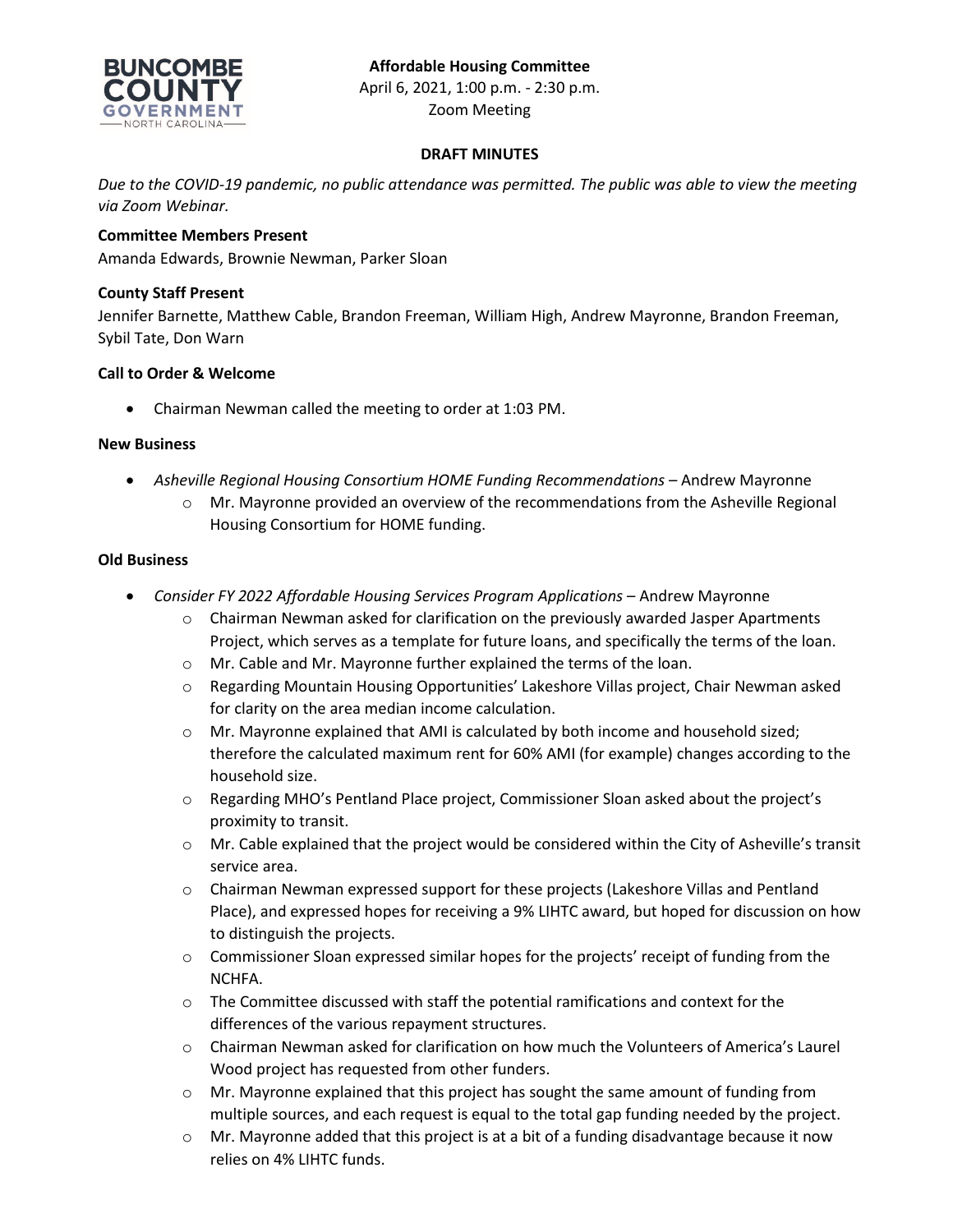**Affordable Housing Committee**
April 6, 2021, 1:00 p.m. - 2:30 p.m.
Zoom Meeting

**DRAFT MINUTES**

*Due to the COVID-19 pandemic, no public attendance was permitted. The public was able to view the meeting via Zoom Webinar.*

**Committee Members Present**
Amanda Edwards, Brownie Newman, Parker Sloan

**County Staff Present**
Jennifer Barnette, Matthew Cable, Brandon Freeman, William High, Andrew Mayronne, Brandon Freeman, Sybil Tate, Don Warn

**Call to Order & Welcome**

- Chairman Newman called the meeting to order at 1:03 PM.

**New Business**

- *Asheville Regional Housing Consortium HOME Funding Recommendations* – Andrew Mayronne
  - Mr. Mayronne provided an overview of the recommendations from the Asheville Regional Housing Consortium for HOME funding.

**Old Business**

- *Consider FY 2022 Affordable Housing Services Program Applications* – Andrew Mayronne
  - Chairman Newman asked for clarification on the previously awarded Jasper Apartments Project, which serves as a template for future loans, and specifically the terms of the loan.
  - Mr. Cable and Mr. Mayronne further explained the terms of the loan.
  - Regarding Mountain Housing Opportunities' Lakeshore Villas project, Chair Newman asked for clarity on the area median income calculation.
  - Mr. Mayronne explained that AMI is calculated by both income and household sized; therefore the calculated maximum rent for 60% AMI (for example) changes according to the household size.
  - Regarding MHO's Pentland Place project, Commissioner Sloan asked about the project's proximity to transit.
  - Mr. Cable explained that the project would be considered within the City of Asheville's transit service area.
  - Chairman Newman expressed support for these projects (Lakeshore Villas and Pentland Place), and expressed hopes for receiving a 9% LIHTC award, but hoped for discussion on how to distinguish the projects.
  - Commissioner Sloan expressed similar hopes for the projects' receipt of funding from the NCHFA.
  - The Committee discussed with staff the potential ramifications and context for the differences of the various repayment structures.
  - Chairman Newman asked for clarification on how much the Volunteers of America's Laurel Wood project has requested from other funders.
  - Mr. Mayronne explained that this project has sought the same amount of funding from multiple sources, and each request is equal to the total gap funding needed by the project.
  - Mr. Mayronne added that this project is at a bit of a funding disadvantage because it now relies on 4% LIHTC funds.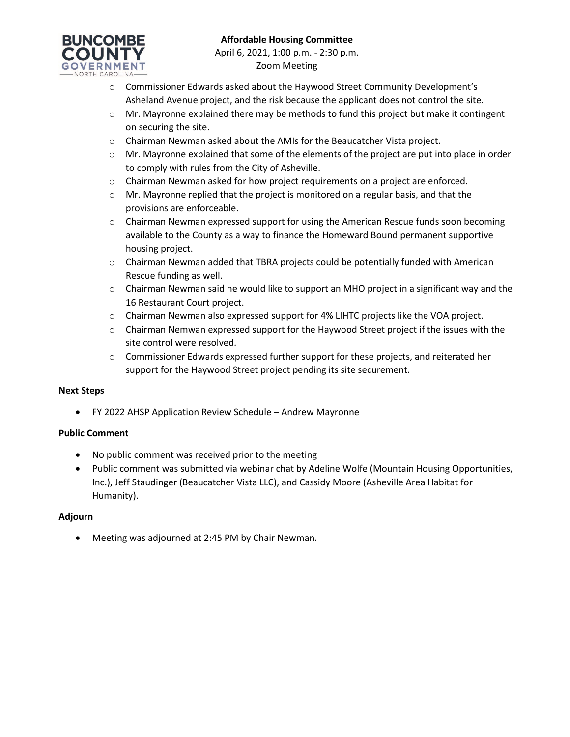- Commissioner Edwards asked about the Haywood Street Community Development's Asheland Avenue project, and the risk because the applicant does not control the site.
- Mr. Mayronne explained there may be methods to fund this project but make it contingent on securing the site.
- Chairman Newman asked about the AMIs for the Beaucatcher Vista project.
- Mr. Mayronne explained that some of the elements of the project are put into place in order to comply with rules from the City of Asheville.
- Chairman Newman asked for how project requirements on a project are enforced.
- Mr. Mayronne replied that the project is monitored on a regular basis, and that the provisions are enforceable.
- Chairman Newman expressed support for using the American Rescue funds soon becoming available to the County as a way to finance the Homeward Bound permanent supportive housing project.
- Chairman Newman added that TBRA projects could be potentially funded with American Rescue funding as well.
- Chairman Newman said he would like to support an MHO project in a significant way and the 16 Restaurant Court project.
- Chairman Newman also expressed support for 4% LIHTC projects like the VOA project.
- Chairman Nemwan expressed support for the Haywood Street project if the issues with the site control were resolved.
- Commissioner Edwards expressed further support for these projects, and reiterated her support for the Haywood Street project pending its site securement.

**Next Steps**

- FY 2022 AHSP Application Review Schedule – Andrew Mayronne

**Public Comment**

- No public comment was received prior to the meeting
- Public comment was submitted via webinar chat by Adeline Wolfe (Mountain Housing Opportunities, Inc.), Jeff Staudinger (Beaucatcher Vista LLC), and Cassidy Moore (Asheville Area Habitat for Humanity).

**Adjourn**

- Meeting was adjourned at 2:45 PM by Chair Newman.